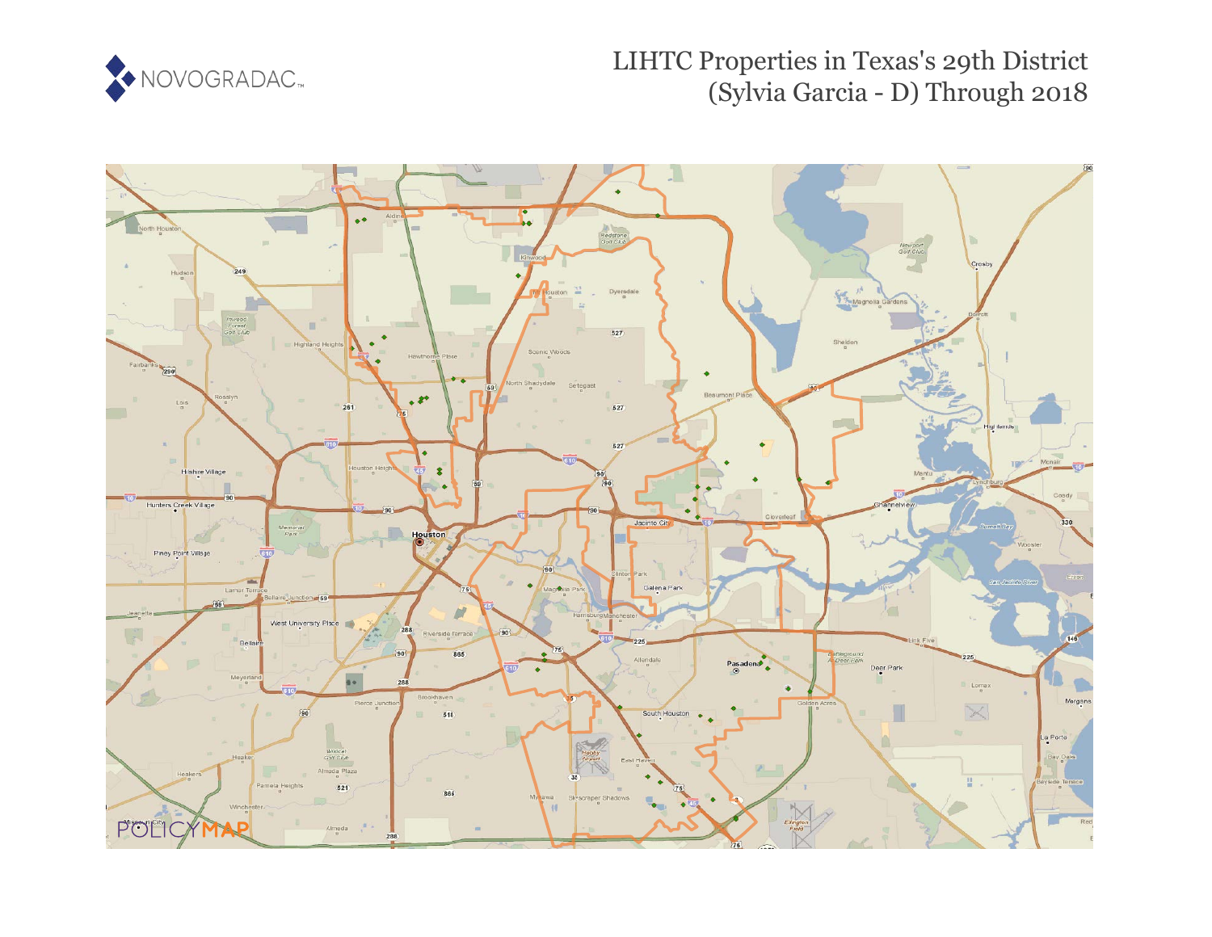# LIHTC Properties in Texas's 29th District (Sylvia Garcia - D) Through 2018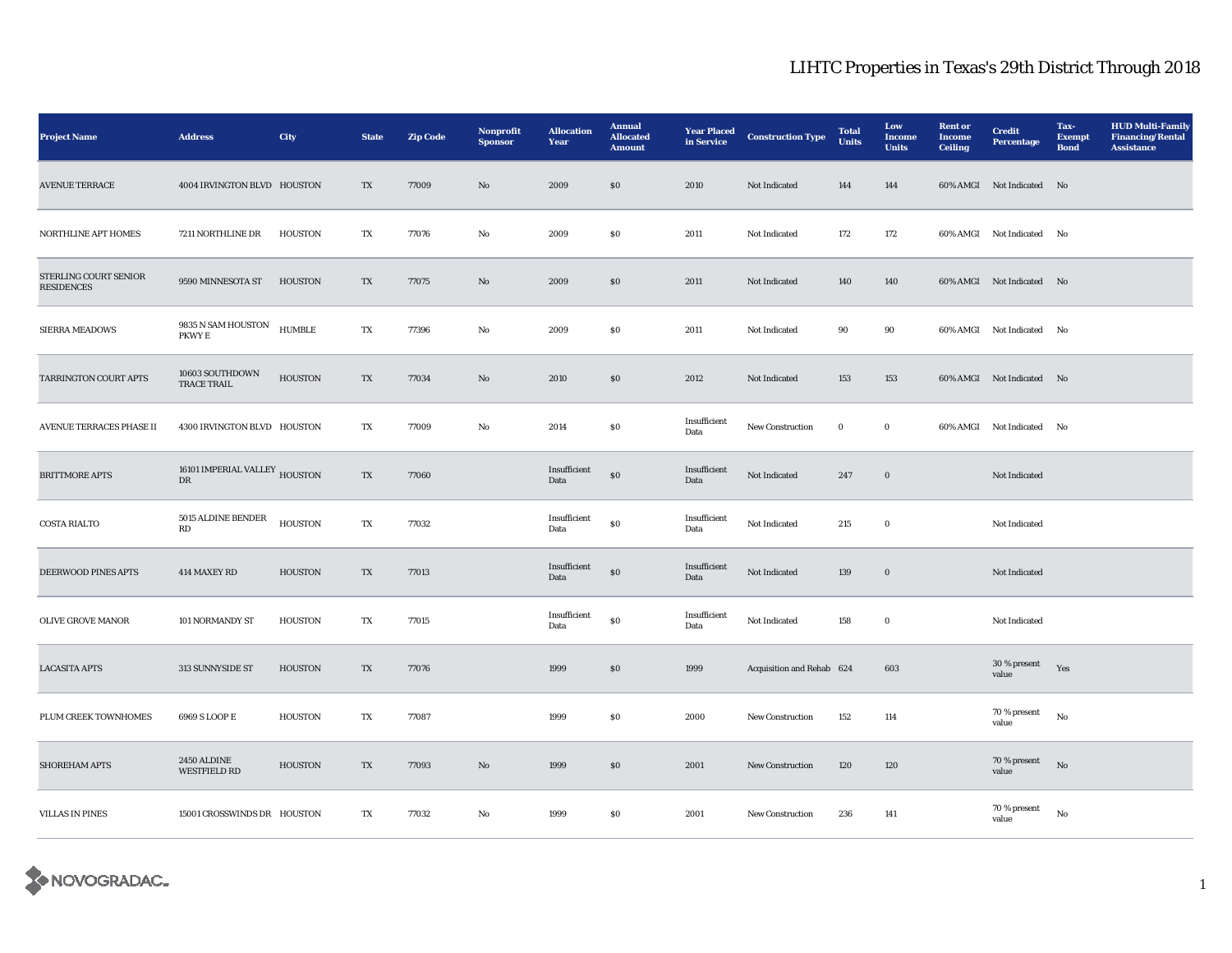# LIHTC Properties in Texas's 29th District Through 2018

| Project Name | Address | City | State | Zip Code | Nonprofit Sponsor | Allocation Year | Annual Allocated Amount | Year Placed in Service | Construction Type | Total Units | Low Income Units | Rent or Income Ceiling | Credit Percentage | Tax-Exempt Bond | HUD Multi-Family Financing/Rental Assistance |
|---|---|---|---|---|---|---|---|---|---|---|---|---|---|---|---|
| AVENUE TERRACE | 4004 IRVINGTON BLVD | HOUSTON | TX | 77009 | No | 2009 | $0 | 2010 | Not Indicated | 144 | 144 | 60% AMGI | Not Indicated | No | |
| NORTHLINE APT HOMES | 7211 NORTHLINE DR | HOUSTON | TX | 77076 | No | 2009 | $0 | 2011 | Not Indicated | 172 | 172 | 60% AMGI | Not Indicated | No | |
| STERLING COURT SENIOR RESIDENCES | 9590 MINNESOTA ST | HOUSTON | TX | 77075 | No | 2009 | $0 | 2011 | Not Indicated | 140 | 140 | 60% AMGI | Not Indicated | No | |
| SIERRA MEADOWS | 9835 N SAM HOUSTON PKWY E | HUMBLE | TX | 77396 | No | 2009 | $0 | 2011 | Not Indicated | 90 | 90 | 60% AMGI | Not Indicated | No | |
| TARRINGTON COURT APTS | 10603 SOUTHDOWN TRACE TRAIL | HOUSTON | TX | 77034 | No | 2010 | $0 | 2012 | Not Indicated | 153 | 153 | 60% AMGI | Not Indicated | No | |
| AVENUE TERRACES PHASE II | 4300 IRVINGTON BLVD | HOUSTON | TX | 77009 | No | 2014 | $0 | Insufficient Data | New Construction | 0 | 0 | 60% AMGI | Not Indicated | No | |
| BRITTMORE APTS | 16101 IMPERIAL VALLEY DR | HOUSTON | TX | 77060 | | Insufficient Data | $0 | Insufficient Data | Not Indicated | 247 | 0 | | Not Indicated | | |
| COSTA RIALTO | 5015 ALDINE BENDER RD | HOUSTON | TX | 77032 | | Insufficient Data | $0 | Insufficient Data | Not Indicated | 215 | 0 | | Not Indicated | | |
| DEERWOOD PINES APTS | 414 MAXEY RD | HOUSTON | TX | 77013 | | Insufficient Data | $0 | Insufficient Data | Not Indicated | 139 | 0 | | Not Indicated | | |
| OLIVE GROVE MANOR | 101 NORMANDY ST | HOUSTON | TX | 77015 | | Insufficient Data | $0 | Insufficient Data | Not Indicated | 158 | 0 | | Not Indicated | | |
| LACASITA APTS | 313 SUNNYSIDE ST | HOUSTON | TX | 77076 | | 1999 | $0 | 1999 | Acquisition and Rehab | 624 | 603 | | 30 % present value | Yes | |
| PLUM CREEK TOWNHOMES | 6969 S LOOP E | HOUSTON | TX | 77087 | | 1999 | $0 | 2000 | New Construction | 152 | 114 | | 70 % present value | No | |
| SHOREHAM APTS | 2450 ALDINE WESTFIELD RD | HOUSTON | TX | 77093 | No | 1999 | $0 | 2001 | New Construction | 120 | 120 | | 70 % present value | No | |
| VILLAS IN PINES | 15001 CROSSWINDS DR | HOUSTON | TX | 77032 | No | 1999 | $0 | 2001 | New Construction | 236 | 141 | | 70 % present value | No | |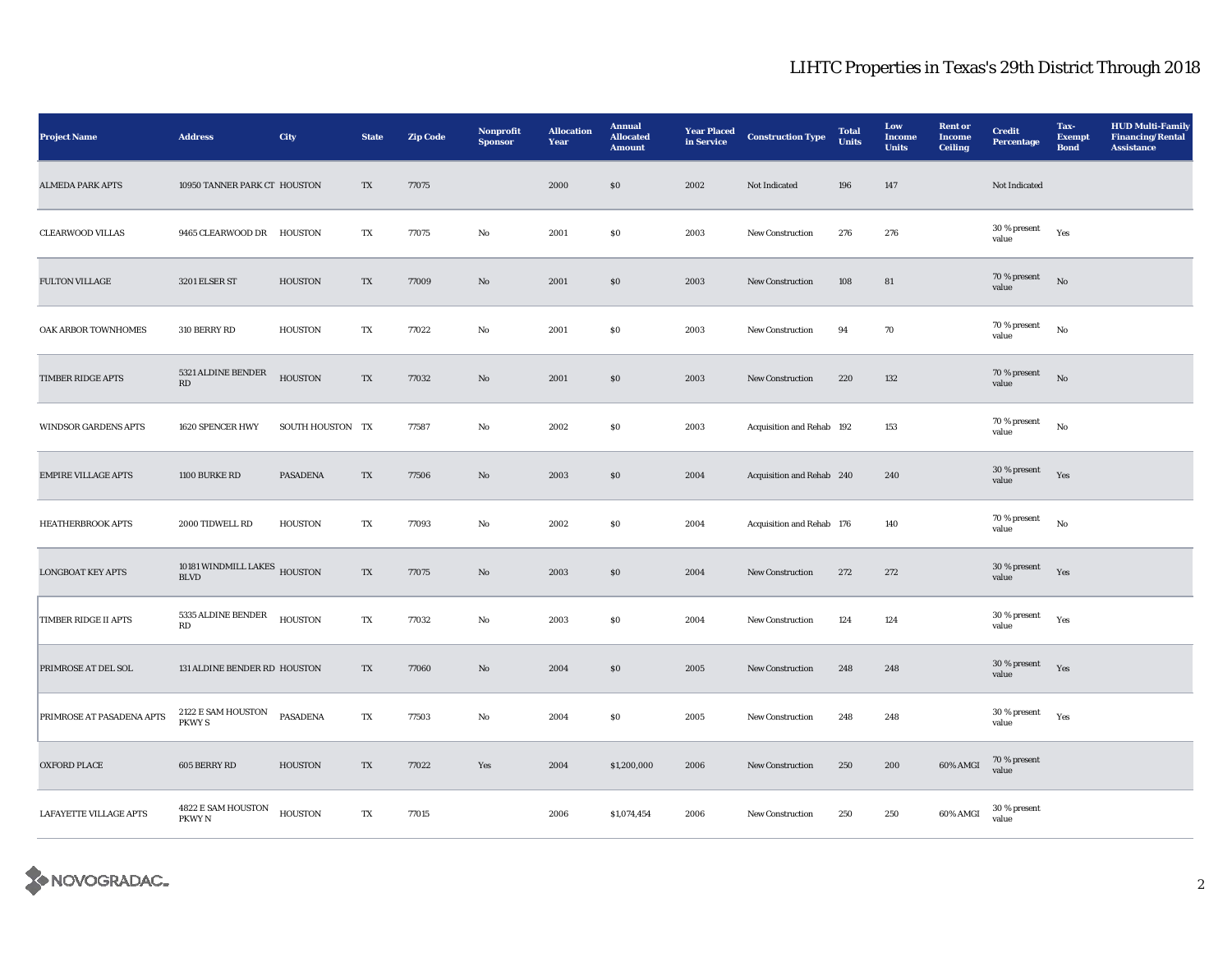## LIHTC Properties in Texas's 29th District Through 2018

| Project Name | Address | City | State | Zip Code | Nonprofit Sponsor | Allocation Year | Annual Allocated Amount | Year Placed in Service | Construction Type | Total Units | Low Income Units | Rent or Income Ceiling | Credit Percentage | Tax-Exempt Bond | HUD Multi-Family Financing/Rental Assistance |
|---|---|---|---|---|---|---|---|---|---|---|---|---|---|---|---|
| ALMEDA PARK APTS | 10950 TANNER PARK CT | HOUSTON | TX | 77075 | | 2000 | $0 | 2002 | Not Indicated | 196 | 147 | | Not Indicated | | |
| CLEARWOOD VILLAS | 9465 CLEARWOOD DR | HOUSTON | TX | 77075 | No | 2001 | $0 | 2003 | New Construction | 276 | 276 | | 30 % present value | Yes | |
| FULTON VILLAGE | 3201 ELSER ST | HOUSTON | TX | 77009 | No | 2001 | $0 | 2003 | New Construction | 108 | 81 | | 70 % present value | No | |
| OAK ARBOR TOWNHOMES | 310 BERRY RD | HOUSTON | TX | 77022 | No | 2001 | $0 | 2003 | New Construction | 94 | 70 | | 70 % present value | No | |
| TIMBER RIDGE APTS | 5321 ALDINE BENDER RD | HOUSTON | TX | 77032 | No | 2001 | $0 | 2003 | New Construction | 220 | 132 | | 70 % present value | No | |
| WINDSOR GARDENS APTS | 1620 SPENCER HWY | SOUTH HOUSTON | TX | 77587 | No | 2002 | $0 | 2003 | Acquisition and Rehab | 192 | 153 | | 70 % present value | No | |
| EMPIRE VILLAGE APTS | 1100 BURKE RD | PASADENA | TX | 77506 | No | 2003 | $0 | 2004 | Acquisition and Rehab | 240 | 240 | | 30 % present value | Yes | |
| HEATHERBROOK APTS | 2000 TIDWELL RD | HOUSTON | TX | 77093 | No | 2002 | $0 | 2004 | Acquisition and Rehab | 176 | 140 | | 70 % present value | No | |
| LONGBOAT KEY APTS | 10181 WINDMILL LAKES BLVD | HOUSTON | TX | 77075 | No | 2003 | $0 | 2004 | New Construction | 272 | 272 | | 30 % present value | Yes | |
| TIMBER RIDGE II APTS | 5335 ALDINE BENDER RD | HOUSTON | TX | 77032 | No | 2003 | $0 | 2004 | New Construction | 124 | 124 | | 30 % present value | Yes | |
| PRIMROSE AT DEL SOL | 131 ALDINE BENDER RD | HOUSTON | TX | 77060 | No | 2004 | $0 | 2005 | New Construction | 248 | 248 | | 30 % present value | Yes | |
| PRIMROSE AT PASADENA APTS | 2122 E SAM HOUSTON PKWY S | PASADENA | TX | 77503 | No | 2004 | $0 | 2005 | New Construction | 248 | 248 | | 30 % present value | Yes | |
| OXFORD PLACE | 605 BERRY RD | HOUSTON | TX | 77022 | Yes | 2004 | $1,200,000 | 2006 | New Construction | 250 | 200 | 60% AMGI | 70 % present value | | |
| LAFAYETTE VILLAGE APTS | 4822 E SAM HOUSTON PKWY N | HOUSTON | TX | 77015 | | 2006 | $1,074,454 | 2006 | New Construction | 250 | 250 | 60% AMGI | 30 % present value | | |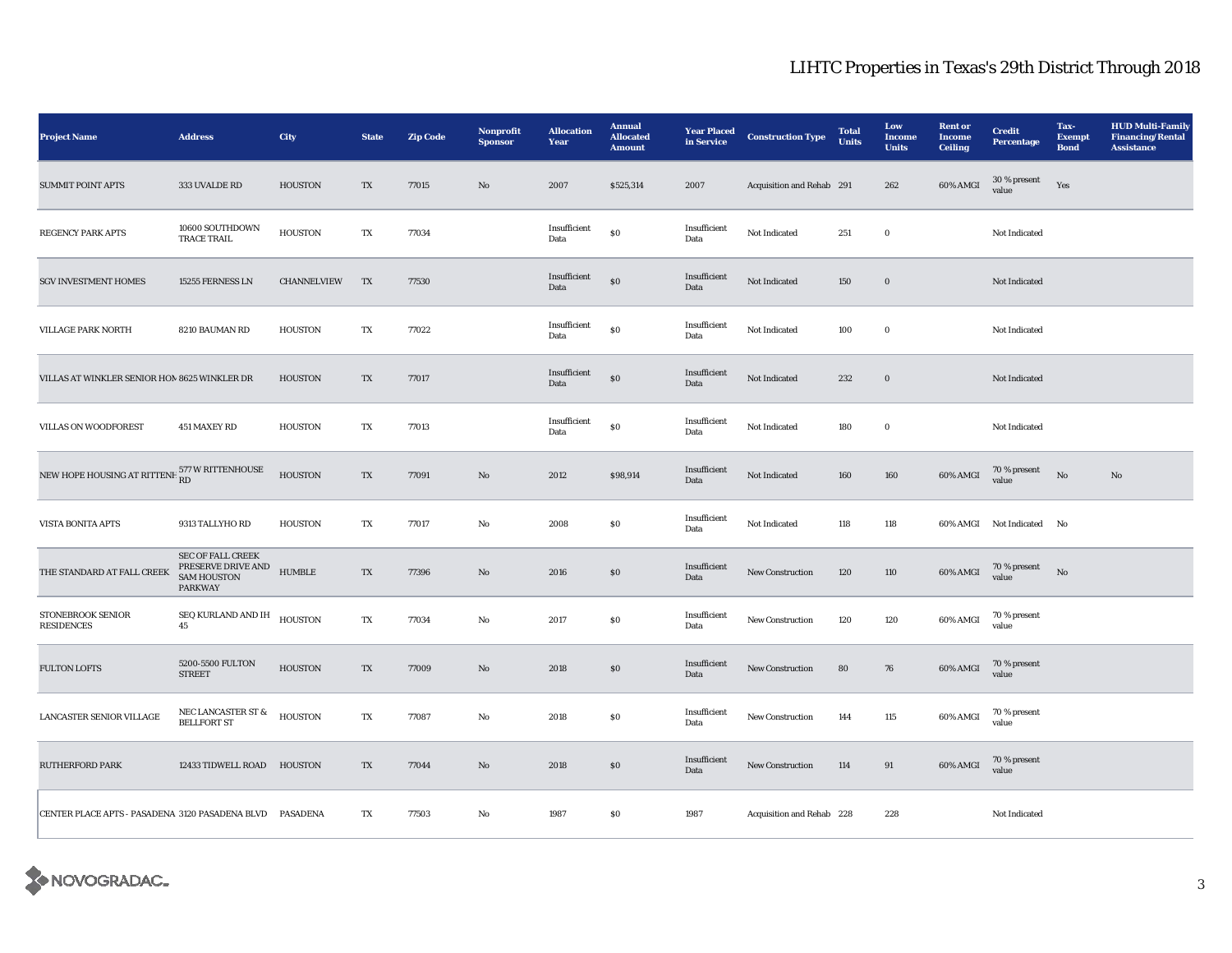# LIHTC Properties in Texas's 29th District Through 2018

| Project Name | Address | City | State | Zip Code | Nonprofit Sponsor | Allocation Year | Annual Allocated Amount | Year Placed in Service | Construction Type | Total Units | Low Income Units | Rent or Income Ceiling | Credit Percentage | Tax-Exempt Bond | HUD Multi-Family Financing/Rental Assistance |
|---|---|---|---|---|---|---|---|---|---|---|---|---|---|---|---|
| SUMMIT POINT APTS | 333 UVALDE RD | HOUSTON | TX | 77015 | No | 2007 | $525,314 | 2007 | Acquisition and Rehab | 291 | 262 | 60% AMGI | 30 % present value | Yes | |
| REGENCY PARK APTS | 10600 SOUTHDOWN TRACE TRAIL | HOUSTON | TX | 77034 | | Insufficient Data | $0 | Insufficient Data | Not Indicated | 251 | 0 | | Not Indicated | | |
| SGV INVESTMENT HOMES | 15255 FERNESS LN | CHANNELVIEW | TX | 77530 | | Insufficient Data | $0 | Insufficient Data | Not Indicated | 150 | 0 | | Not Indicated | | |
| VILLAGE PARK NORTH | 8210 BAUMAN RD | HOUSTON | TX | 77022 | | Insufficient Data | $0 | Insufficient Data | Not Indicated | 100 | 0 | | Not Indicated | | |
| VILLAS AT WINKLER SENIOR HOM | 8625 WINKLER DR | HOUSTON | TX | 77017 | | Insufficient Data | $0 | Insufficient Data | Not Indicated | 232 | 0 | | Not Indicated | | |
| VILLAS ON WOODFOREST | 451 MAXEY RD | HOUSTON | TX | 77013 | | Insufficient Data | $0 | Insufficient Data | Not Indicated | 180 | 0 | | Not Indicated | | |
| NEW HOPE HOUSING AT RITTENH | 577 W RITTENHOUSE RD | HOUSTON | TX | 77091 | No | 2012 | $98,914 | Insufficient Data | Not Indicated | 160 | 160 | 60% AMGI | 70 % present value | No | No |
| VISTA BONITA APTS | 9313 TALLYHO RD | HOUSTON | TX | 77017 | No | 2008 | $0 | Insufficient Data | Not Indicated | 118 | 118 | 60% AMGI | Not Indicated | No | |
| THE STANDARD AT FALL CREEK | SEC OF FALL CREEK PRESERVE DRIVE AND SAM HOUSTON PARKWAY | HUMBLE | TX | 77396 | No | 2016 | $0 | Insufficient Data | New Construction | 120 | 110 | 60% AMGI | 70 % present value | No | |
| STONEBROOK SENIOR RESIDENCES | SEQ KURLAND AND IH 45 | HOUSTON | TX | 77034 | No | 2017 | $0 | Insufficient Data | New Construction | 120 | 120 | 60% AMGI | 70 % present value | | |
| FULTON LOFTS | 5200-5500 FULTON STREET | HOUSTON | TX | 77009 | No | 2018 | $0 | Insufficient Data | New Construction | 80 | 76 | 60% AMGI | 70 % present value | | |
| LANCASTER SENIOR VILLAGE | NEC LANCASTER ST & BELLFORT ST | HOUSTON | TX | 77087 | No | 2018 | $0 | Insufficient Data | New Construction | 144 | 115 | 60% AMGI | 70 % present value | | |
| RUTHERFORD PARK | 12433 TIDWELL ROAD | HOUSTON | TX | 77044 | No | 2018 | $0 | Insufficient Data | New Construction | 114 | 91 | 60% AMGI | 70 % present value | | |
| CENTER PLACE APTS - PASADENA | 3120 PASADENA BLVD | PASADENA | TX | 77503 | No | 1987 | $0 | 1987 | Acquisition and Rehab | 228 | 228 | | Not Indicated | | |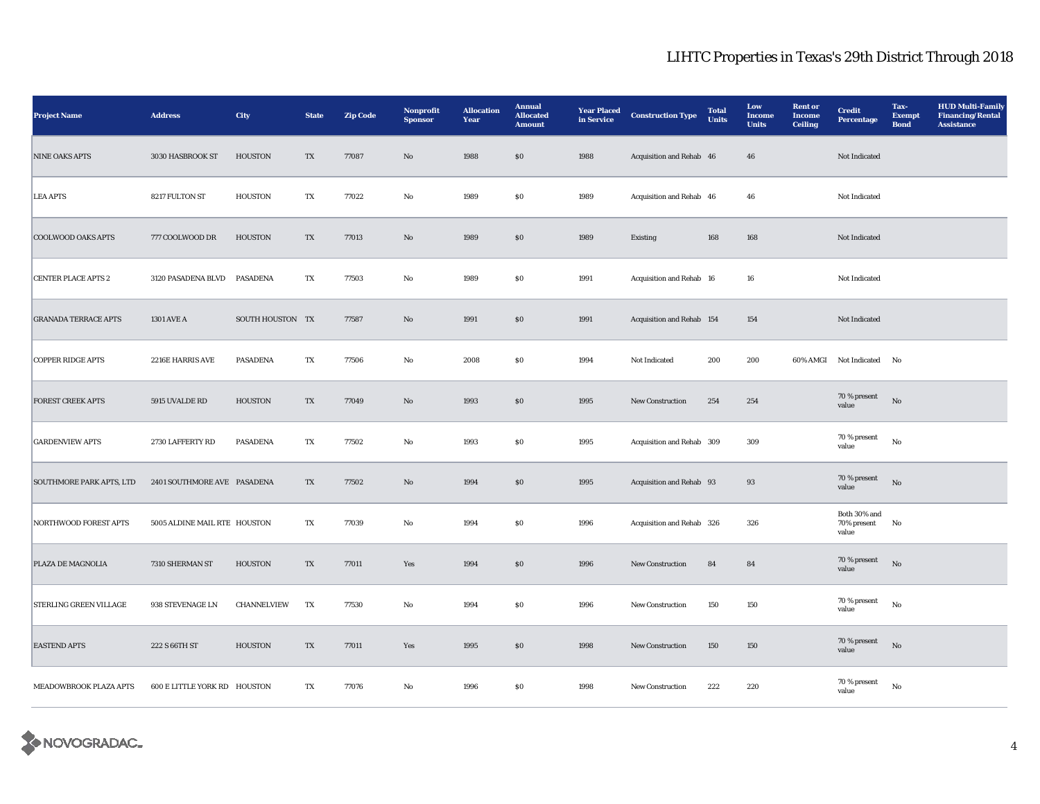# LIHTC Properties in Texas's 29th District Through 2018

| Project Name | Address | City | State | Zip Code | Nonprofit Sponsor | Allocation Year | Annual Allocated Amount | Year Placed in Service | Construction Type | Total Units | Low Income Units | Rent or Income Ceiling | Credit Percentage | Tax-Exempt Bond | HUD Multi-Family Financing/Rental Assistance |
|---|---|---|---|---|---|---|---|---|---|---|---|---|---|---|---|
| NINE OAKS APTS | 3030 HASBROOK ST | HOUSTON | TX | 77087 | No | 1988 | $0 | 1988 | Acquisition and Rehab | 46 | 46 | | Not Indicated | | |
| LEA APTS | 8217 FULTON ST | HOUSTON | TX | 77022 | No | 1989 | $0 | 1989 | Acquisition and Rehab | 46 | 46 | | Not Indicated | | |
| COOLWOOD OAKS APTS | 777 COOLWOOD DR | HOUSTON | TX | 77013 | No | 1989 | $0 | 1989 | Existing | 168 | 168 | | Not Indicated | | |
| CENTER PLACE APTS 2 | 3120 PASADENA BLVD | PASADENA | TX | 77503 | No | 1989 | $0 | 1991 | Acquisition and Rehab | 16 | 16 | | Not Indicated | | |
| GRANADA TERRACE APTS | 1301 AVE A | SOUTH HOUSTON | TX | 77587 | No | 1991 | $0 | 1991 | Acquisition and Rehab | 154 | 154 | | Not Indicated | | |
| COPPER RIDGE APTS | 2216E HARRIS AVE | PASADENA | TX | 77506 | No | 2008 | $0 | 1994 | Not Indicated | 200 | 200 | 60% AMGI | Not Indicated | No | |
| FOREST CREEK APTS | 5915 UVALDE RD | HOUSTON | TX | 77049 | No | 1993 | $0 | 1995 | New Construction | 254 | 254 | | 70 % present value | No | |
| GARDENVIEW APTS | 2730 LAFFERTY RD | PASADENA | TX | 77502 | No | 1993 | $0 | 1995 | Acquisition and Rehab | 309 | 309 | | 70 % present value | No | |
| SOUTHMORE PARK APTS, LTD | 2401 SOUTHMORE AVE | PASADENA | TX | 77502 | No | 1994 | $0 | 1995 | Acquisition and Rehab | 93 | 93 | | 70 % present value | No | |
| NORTHWOOD FOREST APTS | 5005 ALDINE MAIL RTE | HOUSTON | TX | 77039 | No | 1994 | $0 | 1996 | Acquisition and Rehab | 326 | 326 | | Both 30% and 70% present value | No | |
| PLAZA DE MAGNOLIA | 7310 SHERMAN ST | HOUSTON | TX | 77011 | Yes | 1994 | $0 | 1996 | New Construction | 84 | 84 | | 70 % present value | No | |
| STERLING GREEN VILLAGE | 938 STEVENAGE LN | CHANNELVIEW | TX | 77530 | No | 1994 | $0 | 1996 | New Construction | 150 | 150 | | 70 % present value | No | |
| EASTEND APTS | 222 S 66TH ST | HOUSTON | TX | 77011 | Yes | 1995 | $0 | 1998 | New Construction | 150 | 150 | | 70 % present value | No | |
| MEADOWBROOK PLAZA APTS | 600 E LITTLE YORK RD | HOUSTON | TX | 77076 | No | 1996 | $0 | 1998 | New Construction | 222 | 220 | | 70 % present value | No | |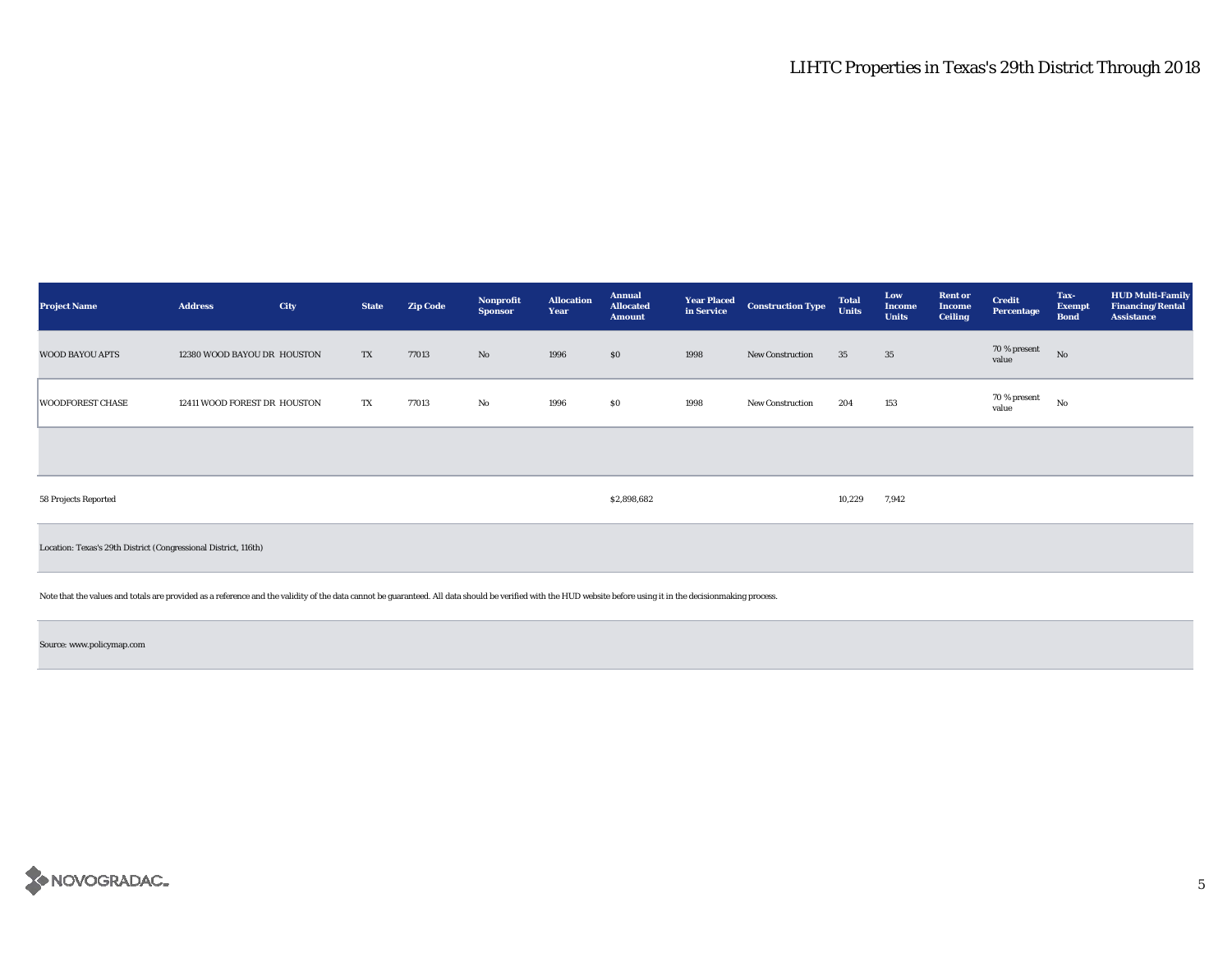| Project Name | Address | City | State | Zip Code | Nonprofit Sponsor | Allocation Year | Annual Allocated Amount | Year Placed in Service | Construction Type | Total Units | Low Income Units | Rent or Income Ceiling | Credit Percentage | Tax-Exempt Bond | HUD Multi-Family Financing/Rental Assistance |
|---|---|---|---|---|---|---|---|---|---|---|---|---|---|---|---|
| WOOD BAYOU APTS | 12380 WOOD BAYOU DR | HOUSTON | TX | 77013 | No | 1996 | $0 | 1998 | New Construction | 35 | 35 | | 70 % present value | No | |
| WOODFOREST CHASE | 12411 WOOD FOREST DR | HOUSTON | TX | 77013 | No | 1996 | $0 | 1998 | New Construction | 204 | 153 | | 70 % present value | No | |
| | | | | | | | | | | | | | | | |
| 58 Projects Reported | | | | | | | $2,898,682 | | | 10,229 | 7,942 | | | | |
| Location: Texas's 29th District (Congressional District, 116th) | | | | | | | | | | | | | | | |

Note that the values and totals are provided as a reference and the validity of the data cannot be guaranteed. All data should be verified with the HUD website before using it in the decisionmaking process.

Source: www.policymap.com